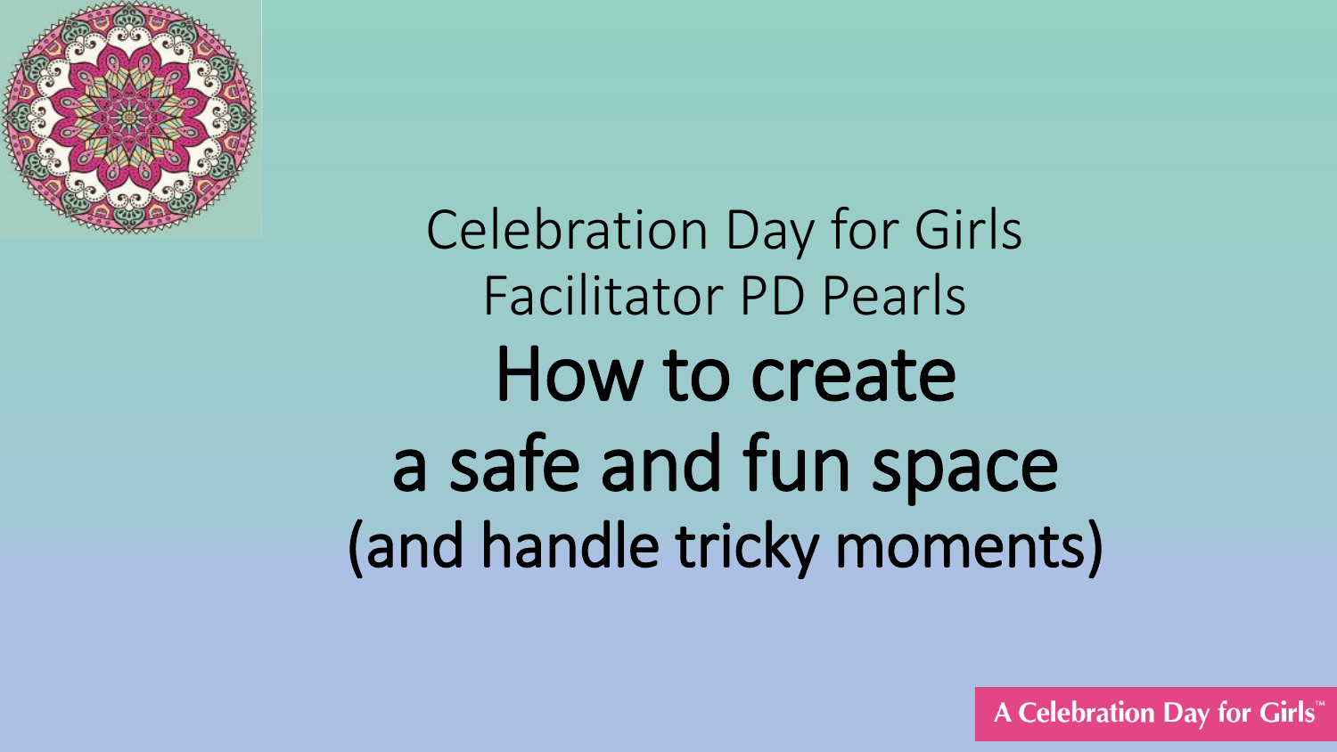Celebration Day for Girls

Facilitator PD Pearls

# How to create a safe and fun space (and handle tricky moments)

A Celebration Day for Girls™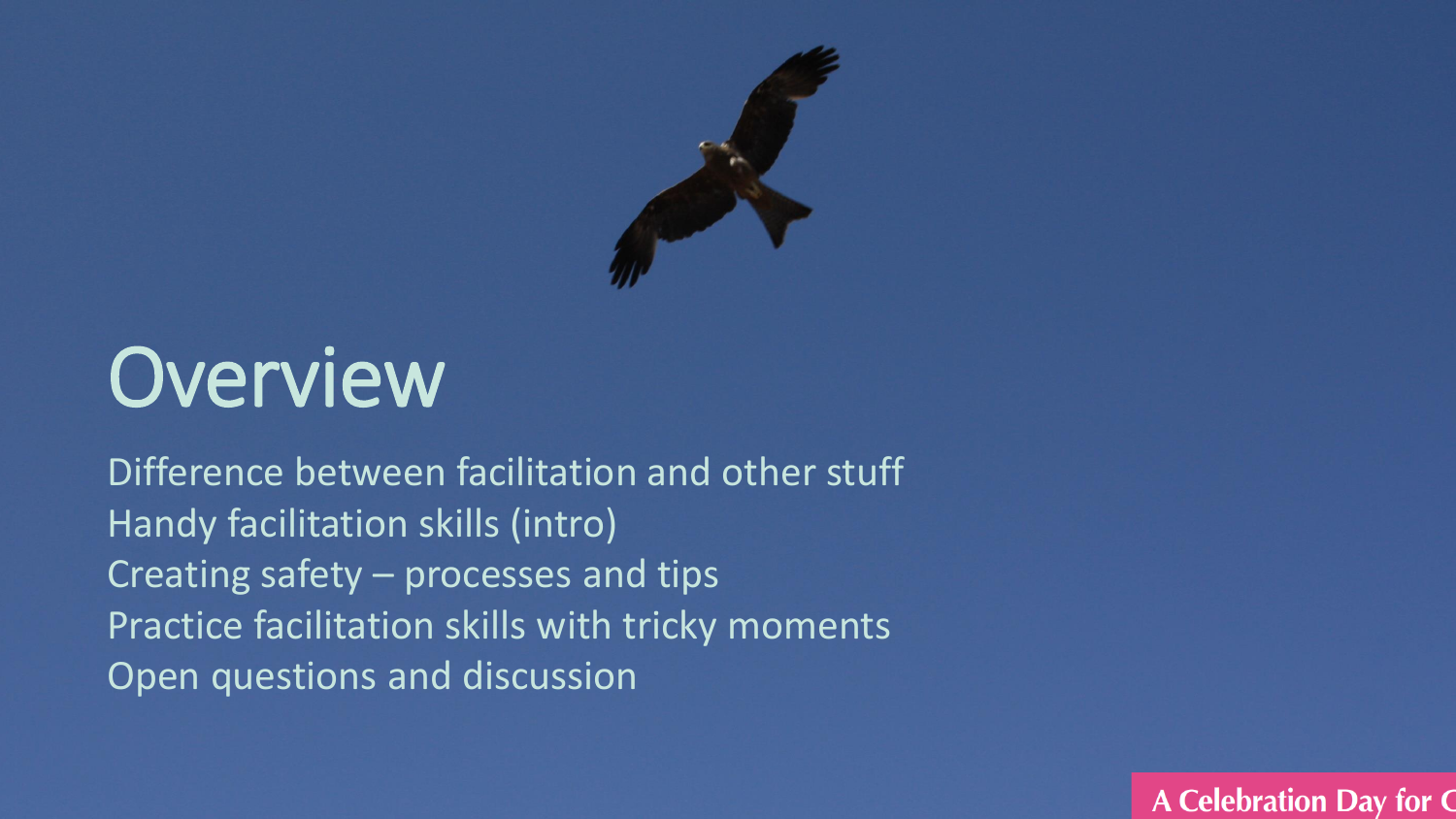# Overview

Difference between facilitation and other stuff
Handy facilitation skills (intro)
Creating safety – processes and tips
Practice facilitation skills with tricky moments
Open questions and discussion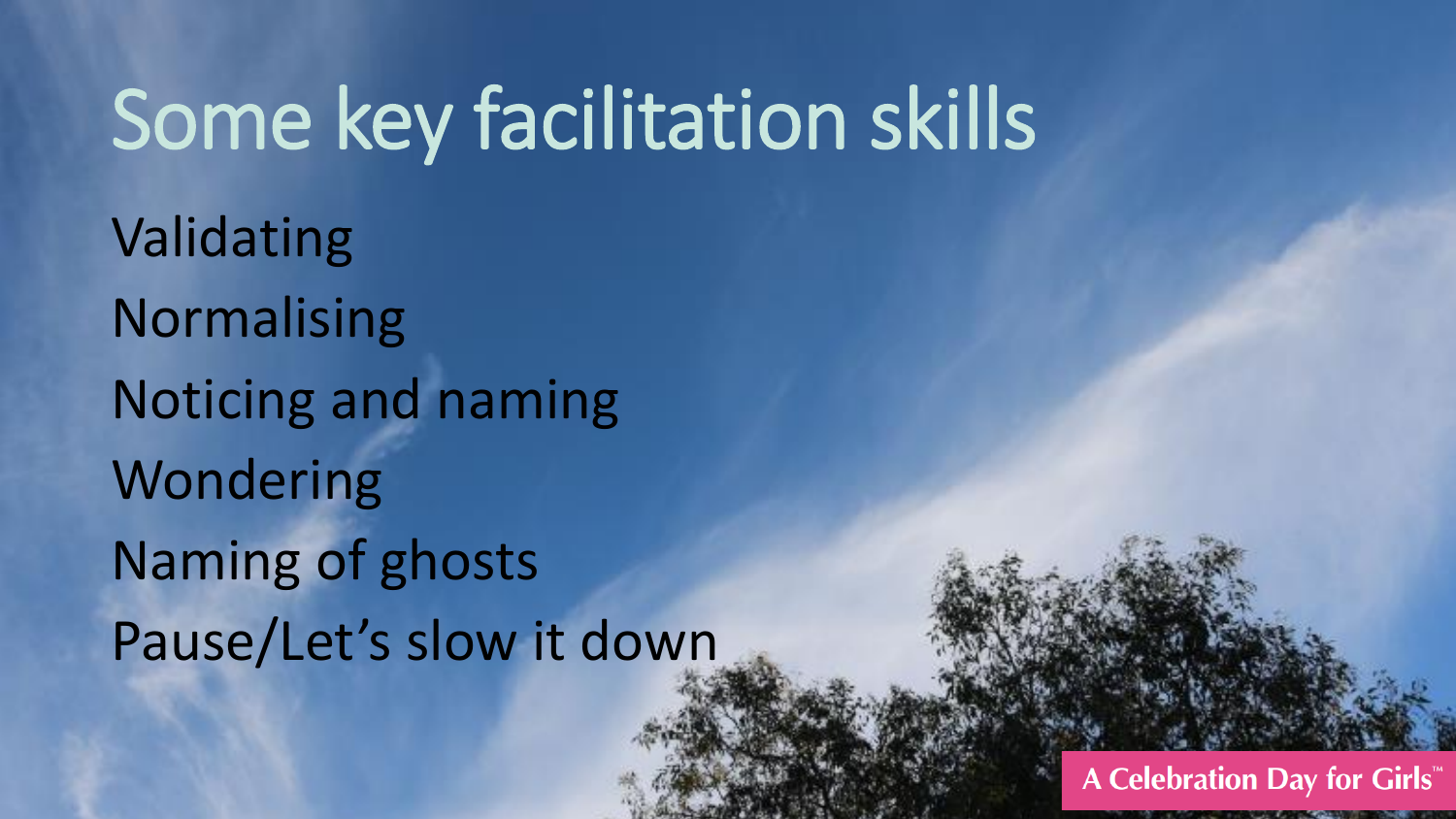# Some key facilitation skills

Validating
Normalising
Noticing and naming
Wondering
Naming of ghosts
Pause/Let's slow it down

A Celebration Day for Girls™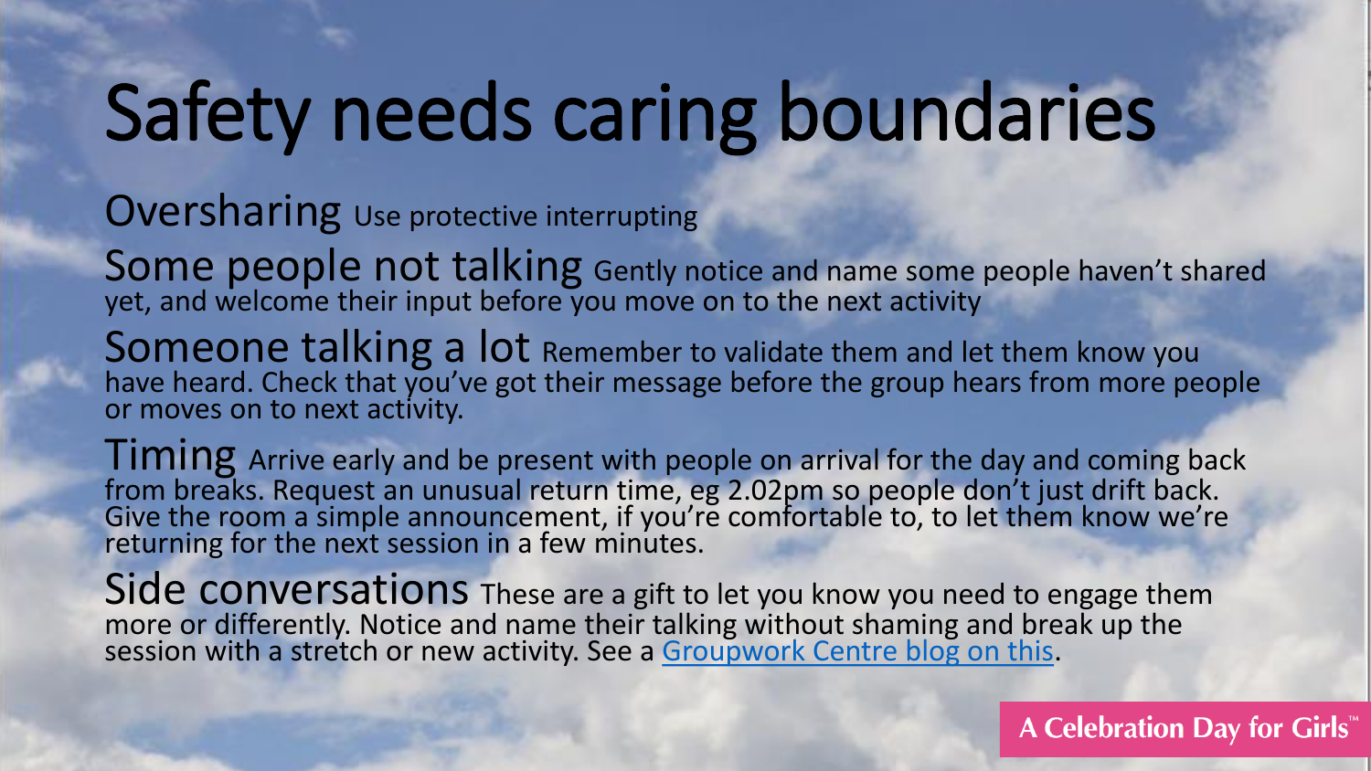# Safety needs caring boundaries

**Oversharing** Use protective interrupting

**Some people not talking** Gently notice and name some people haven't shared yet, and welcome their input before you move on to the next activity

**Someone talking a lot** Remember to validate them and let them know you have heard. Check that you've got their message before the group hears from more people or moves on to next activity.

**Timing** Arrive early and be present with people on arrival for the day and coming back from breaks. Request an unusual return time, eg 2.02pm so people don't just drift back. Give the room a simple announcement, if you're comfortable to, to let them know we're returning for the next session in a few minutes.

**Side conversations** These are a gift to let you know you need to engage them more or differently. Notice and name their talking without shaming and break up the session with a stretch or new activity. See a Groupwork Centre blog on this.

A Celebration Day for Girls™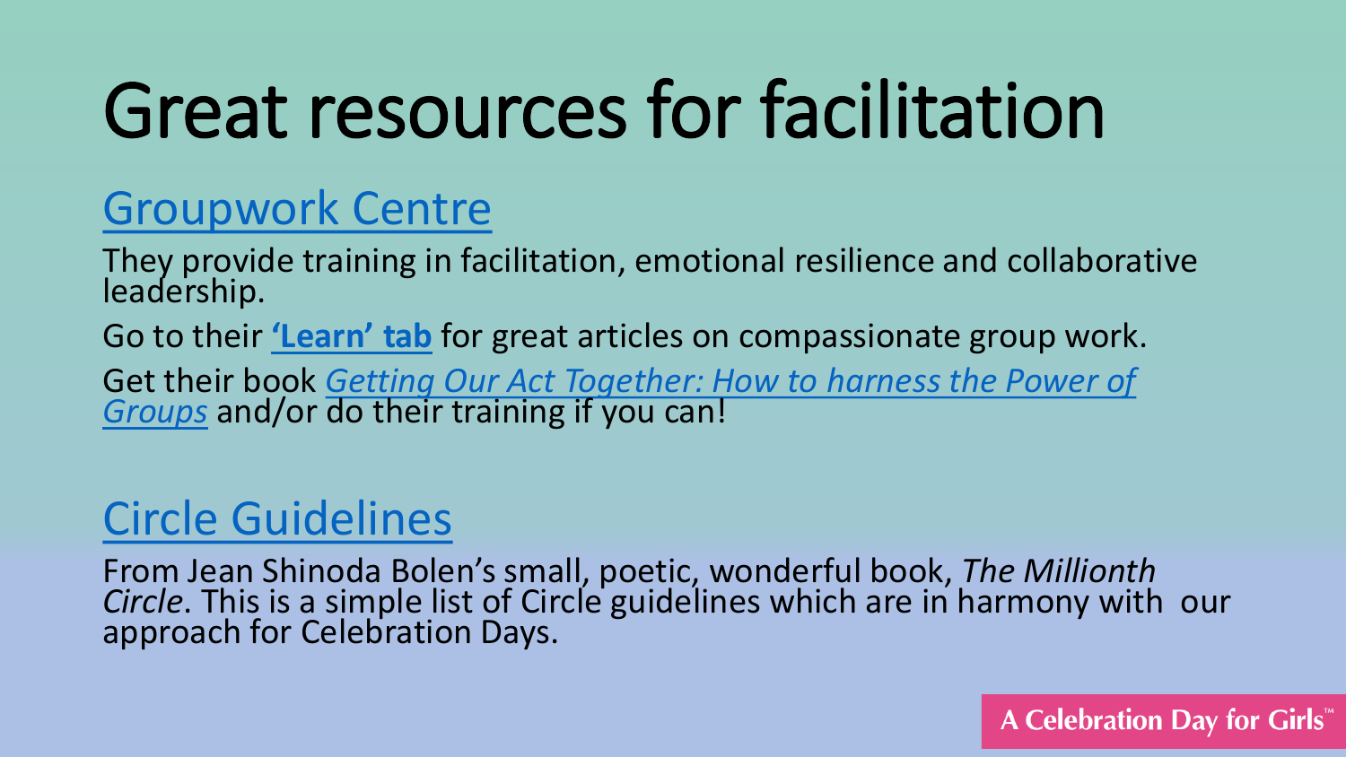# Great resources for facilitation

## Groupwork Centre

They provide training in facilitation, emotional resilience and collaborative leadership.

Go to their **'Learn' tab** for great articles on compassionate group work.

Get their book *Getting Our Act Together: How to harness the Power of Groups* and/or do their training if you can!

## Circle Guidelines

From Jean Shinoda Bolen's small, poetic, wonderful book, *The Millionth Circle*. This is a simple list of Circle guidelines which are in harmony with our approach for Celebration Days.

A Celebration Day for Girls™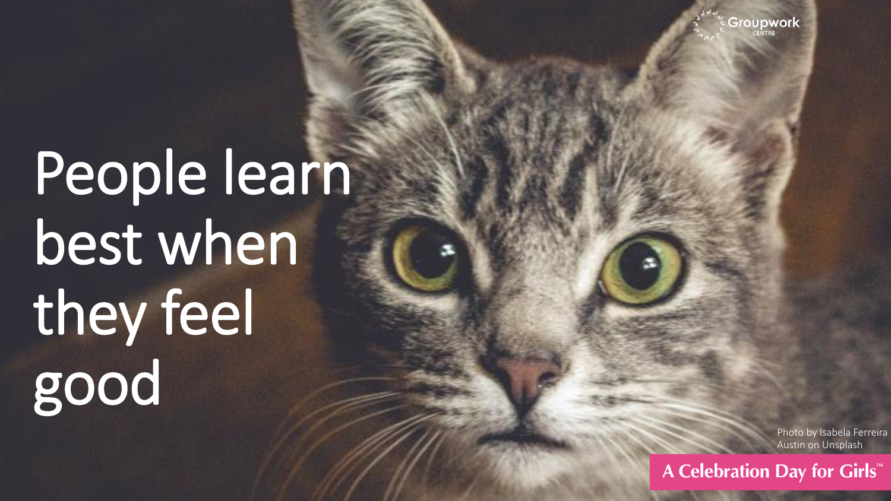# People learn best when they feel good

Photo by Isabela Ferreira Austin on Unsplash

A Celebration Day for Girls™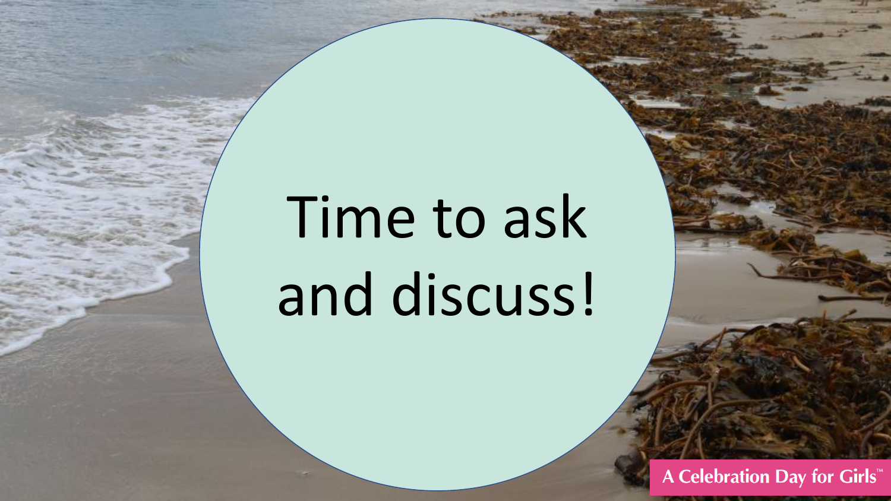# Time to ask and discuss!

A Celebration Day for Girls™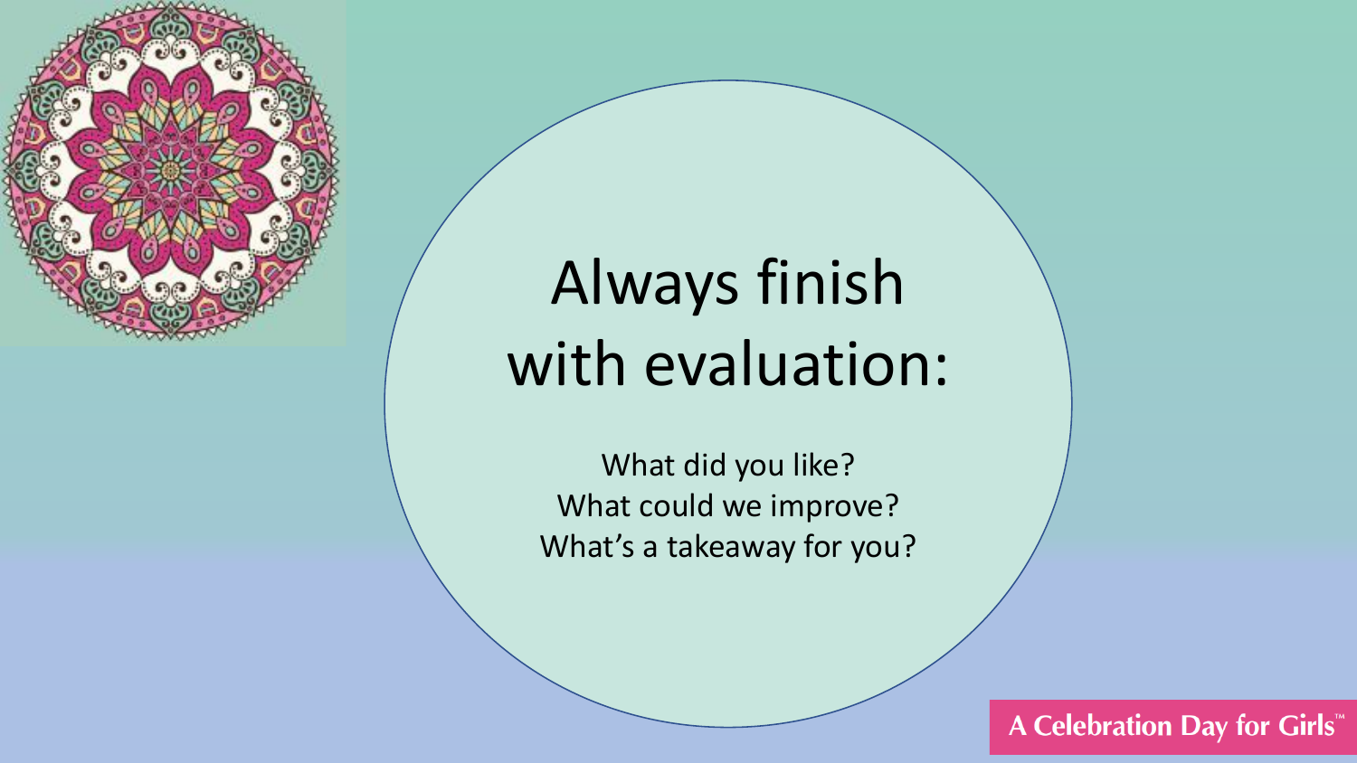# Always finish with evaluation:

What did you like?
What could we improve?
What's a takeaway for you?

A Celebration Day for Girls™